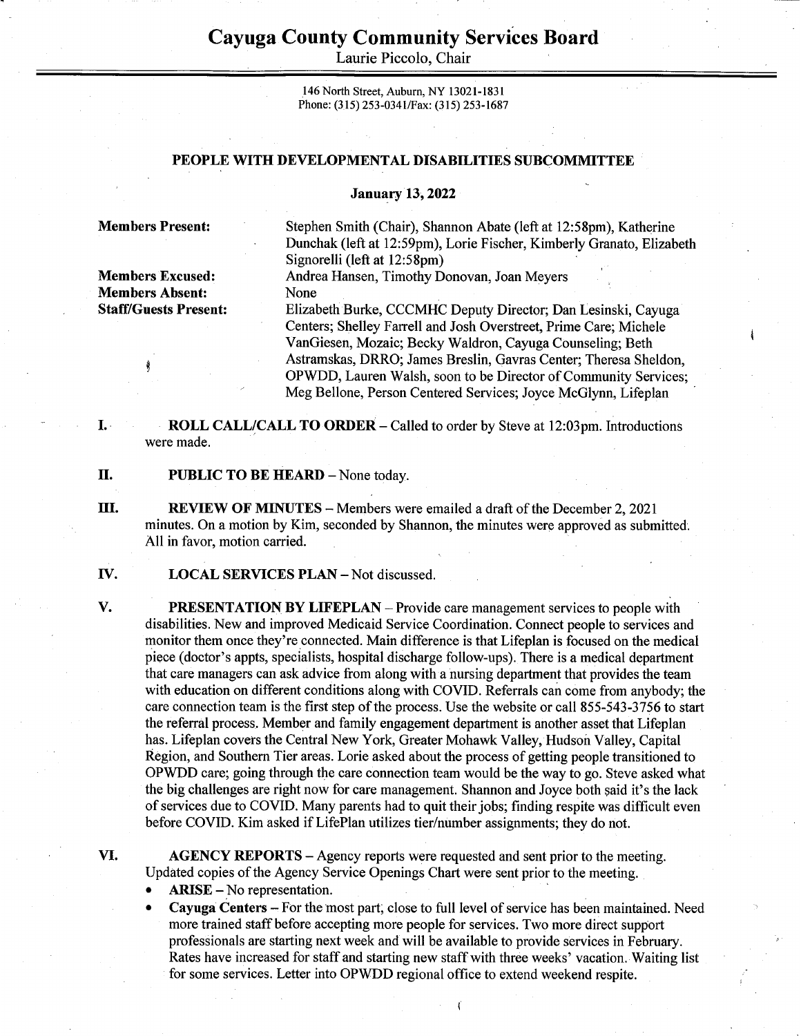# Cayuga County Community Services Board

Laurie Piccolo, Chair

146 North Street, Auburn, NY 13021-1831
Phone: (315) 253-0341/Fax: (315) 253-1687

## PEOPLE WITH DEVELOPMENTAL DISABILITIES SUBCOMMITTEE

### January 13, 2022

**Members Present:** Stephen Smith (Chair), Shannon Abate (left at 12:58pm), Katherine Dunchak (left at 12:59pm), Lorie Fischer, Kimberly Granato, Elizabeth Signorelli (left at 12:58pm)

**Members Excused:** Andrea Hansen, Timothy Donovan, Joan Meyers

**Members Absent:** None

**Staff/Guests Present:** Elizabeth Burke, CCCMHC Deputy Director; Dan Lesinski, Cayuga Centers; Shelley Farrell and Josh Overstreet, Prime Care; Michele VanGiesen, Mozaic; Becky Waldron, Cayuga Counseling; Beth Astramskas, DRRO; James Breslin, Gavras Center; Theresa Sheldon, OPWDD, Lauren Walsh, soon to be Director of Community Services; Meg Bellone, Person Centered Services; Joyce McGlynn, Lifeplan

I. **ROLL CALL/CALL TO ORDER** – Called to order by Steve at 12:03pm. Introductions were made.

II. **PUBLIC TO BE HEARD** – None today.

III. **REVIEW OF MINUTES** – Members were emailed a draft of the December 2, 2021 minutes. On a motion by Kim, seconded by Shannon, the minutes were approved as submitted. All in favor, motion carried.

IV. **LOCAL SERVICES PLAN** – Not discussed.

V. **PRESENTATION BY LIFEPLAN** – Provide care management services to people with disabilities. New and improved Medicaid Service Coordination. Connect people to services and monitor them once they're connected. Main difference is that Lifeplan is focused on the medical piece (doctor's appts, specialists, hospital discharge follow-ups). There is a medical department that care managers can ask advice from along with a nursing department that provides the team with education on different conditions along with COVID. Referrals can come from anybody; the care connection team is the first step of the process. Use the website or call 855-543-3756 to start the referral process. Member and family engagement department is another asset that Lifeplan has. Lifeplan covers the Central New York, Greater Mohawk Valley, Hudson Valley, Capital Region, and Southern Tier areas. Lorie asked about the process of getting people transitioned to OPWDD care; going through the care connection team would be the way to go. Steve asked what the big challenges are right now for care management. Shannon and Joyce both said it's the lack of services due to COVID. Many parents had to quit their jobs; finding respite was difficult even before COVID. Kim asked if LifePlan utilizes tier/number assignments; they do not.

VI. **AGENCY REPORTS** – Agency reports were requested and sent prior to the meeting. Updated copies of the Agency Service Openings Chart were sent prior to the meeting.

- **ARISE** – No representation.
- **Cayuga Centers** – For the most part, close to full level of service has been maintained. Need more trained staff before accepting more people for services. Two more direct support professionals are starting next week and will be available to provide services in February. Rates have increased for staff and starting new staff with three weeks' vacation. Waiting list for some services. Letter into OPWDD regional office to extend weekend respite.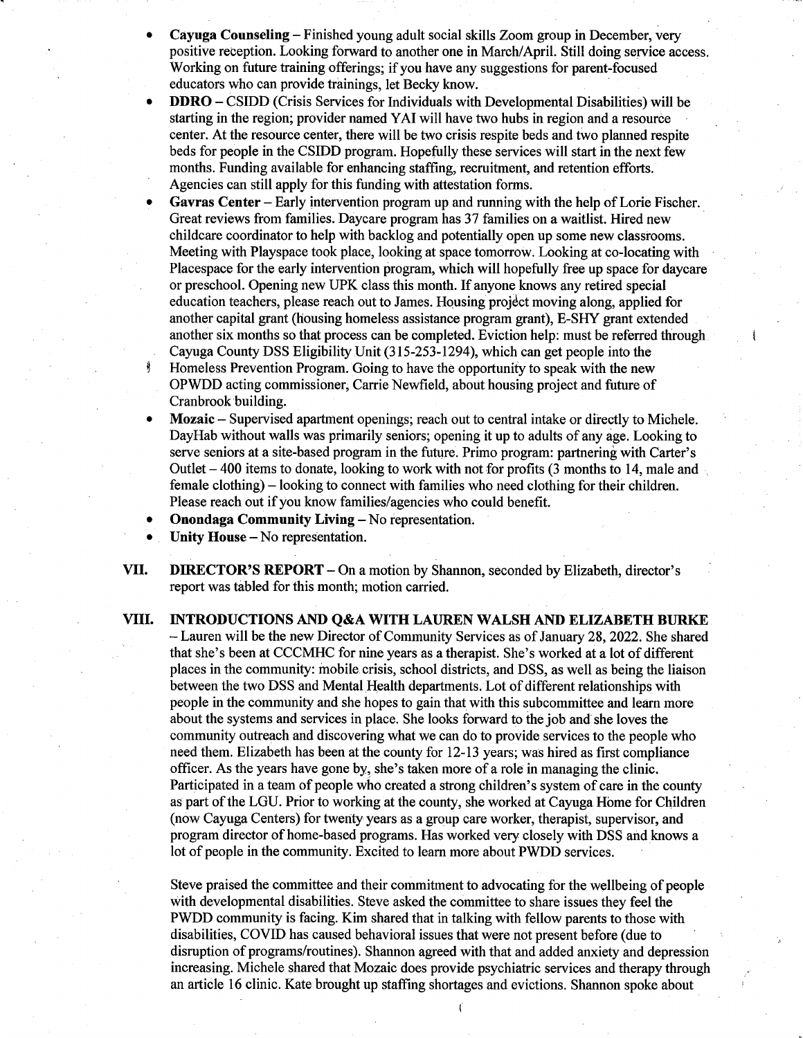- **Cayuga Counseling** – Finished young adult social skills Zoom group in December, very positive reception. Looking forward to another one in March/April. Still doing service access. Working on future training offerings; if you have any suggestions for parent-focused educators who can provide trainings, let Becky know.
- **DDRO** – CSIDD (Crisis Services for Individuals with Developmental Disabilities) will be starting in the region; provider named YAI will have two hubs in region and a resource center. At the resource center, there will be two crisis respite beds and two planned respite beds for people in the CSIDD program. Hopefully these services will start in the next few months. Funding available for enhancing staffing, recruitment, and retention efforts. Agencies can still apply for this funding with attestation forms.
- **Gavras Center** – Early intervention program up and running with the help of Lorie Fischer. Great reviews from families. Daycare program has 37 families on a waitlist. Hired new childcare coordinator to help with backlog and potentially open up some new classrooms. Meeting with Playspace took place, looking at space tomorrow. Looking at co-locating with Placespace for the early intervention program, which will hopefully free up space for daycare or preschool. Opening new UPK class this month. If anyone knows any retired special education teachers, please reach out to James. Housing project moving along, applied for another capital grant (housing homeless assistance program grant), E-SHY grant extended another six months so that process can be completed. Eviction help: must be referred through Cayuga County DSS Eligibility Unit (315-253-1294), which can get people into the Homeless Prevention Program. Going to have the opportunity to speak with the new OPWDD acting commissioner, Carrie Newfield, about housing project and future of Cranbrook building.
- **Mozaic** – Supervised apartment openings; reach out to central intake or directly to Michele. DayHab without walls was primarily seniors; opening it up to adults of any age. Looking to serve seniors at a site-based program in the future. Primo program: partnering with Carter's Outlet – 400 items to donate, looking to work with not for profits (3 months to 14, male and female clothing) – looking to connect with families who need clothing for their children. Please reach out if you know families/agencies who could benefit.
- **Onondaga Community Living** – No representation.
- **Unity House** – No representation.

**VII. DIRECTOR'S REPORT** – On a motion by Shannon, seconded by Elizabeth, director's report was tabled for this month; motion carried.

**VIII. INTRODUCTIONS AND Q&A WITH LAUREN WALSH AND ELIZABETH BURKE** – Lauren will be the new Director of Community Services as of January 28, 2022. She shared that she's been at CCCMHC for nine years as a therapist. She's worked at a lot of different places in the community: mobile crisis, school districts, and DSS, as well as being the liaison between the two DSS and Mental Health departments. Lot of different relationships with people in the community and she hopes to gain that with this subcommittee and learn more about the systems and services in place. She looks forward to the job and she loves the community outreach and discovering what we can do to provide services to the people who need them. Elizabeth has been at the county for 12-13 years; was hired as first compliance officer. As the years have gone by, she's taken more of a role in managing the clinic. Participated in a team of people who created a strong children's system of care in the county as part of the LGU. Prior to working at the county, she worked at Cayuga Home for Children (now Cayuga Centers) for twenty years as a group care worker, therapist, supervisor, and program director of home-based programs. Has worked very closely with DSS and knows a lot of people in the community. Excited to learn more about PWDD services.

Steve praised the committee and their commitment to advocating for the wellbeing of people with developmental disabilities. Steve asked the committee to share issues they feel the PWDD community is facing. Kim shared that in talking with fellow parents to those with disabilities, COVID has caused behavioral issues that were not present before (due to disruption of programs/routines). Shannon agreed with that and added anxiety and depression increasing. Michele shared that Mozaic does provide psychiatric services and therapy through an article 16 clinic. Kate brought up staffing shortages and evictions. Shannon spoke about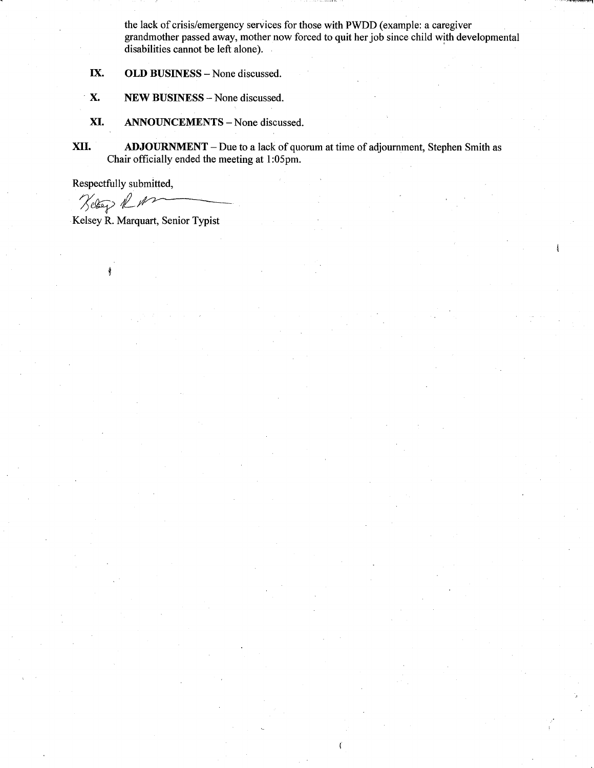the lack of crisis/emergency services for those with PWDD (example: a caregiver grandmother passed away, mother now forced to quit her job since child with developmental disabilities cannot be left alone).

**IX. OLD BUSINESS** – None discussed.

**X. NEW BUSINESS** – None discussed.

**XI. ANNOUNCEMENTS** – None discussed.

**XII. ADJOURNMENT** – Due to a lack of quorum at time of adjournment, Stephen Smith as Chair officially ended the meeting at 1:05pm.

Respectfully submitted,

Kelsey R. Marquart, Senior Typist